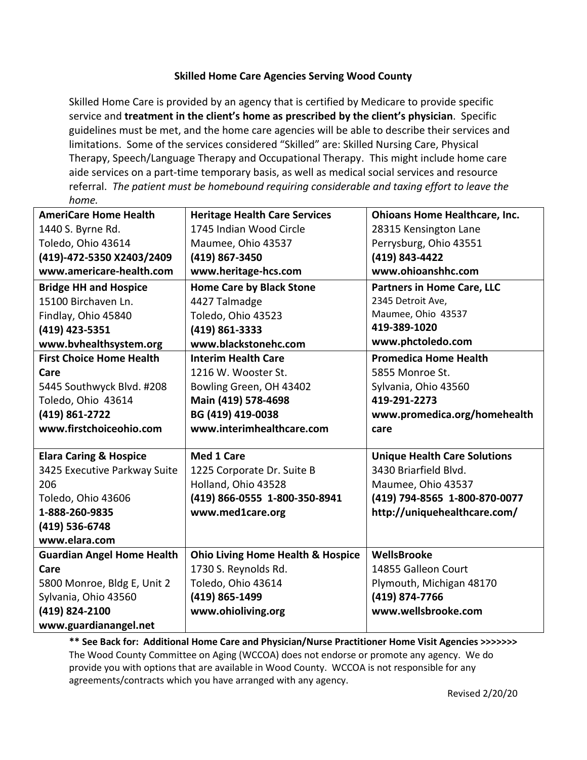**Skilled Home Care Agencies Serving Wood County**

Skilled Home Care is provided by an agency that is certified by Medicare to provide specific service and **treatment in the client's home as prescribed by the client's physician**. Specific guidelines must be met, and the home care agencies will be able to describe their services and limitations. Some of the services considered "Skilled" are: Skilled Nursing Care, Physical Therapy, Speech/Language Therapy and Occupational Therapy. This might include home care aide services on a part-time temporary basis, as well as medical social services and resource referral. *The patient must be homebound requiring considerable and taxing effort to leave the home.*

| | | |
|---|---|---|
| **AmeriCare Home Health**<br>1440 S. Byrne Rd.<br>Toledo, Ohio 43614<br>**(419)-472-5350 X2403/2409**<br>**www.americare-health.com** | **Heritage Health Care Services**<br>1745 Indian Wood Circle<br>Maumee, Ohio 43537<br>**(419) 867-3450**<br>**www.heritage-hcs.com** | **Ohioans Home Healthcare, Inc.**<br>28315 Kensington Lane<br>Perrysburg, Ohio 43551<br>**(419) 843-4422**<br>**www.ohioanshhc.com** |
| **Bridge HH and Hospice**<br>15100 Birchaven Ln.<br>Findlay, Ohio 45840<br>**(419) 423-5351**<br>**www.bvhealthsystem.org** | **Home Care by Black Stone**<br>4427 Talmadge<br>Toledo, Ohio 43523<br>**(419) 861-3333**<br>**www.blackstonehc.com** | **Partners in Home Care, LLC**<br>2345 Detroit Ave,<br>Maumee, Ohio 43537<br>**419-389-1020**<br>**www.phctoledo.com** |
| **First Choice Home Health Care**<br>5445 Southwyck Blvd. #208<br>Toledo, Ohio 43614<br>**(419) 861-2722**<br>**www.firstchoiceohio.com** | **Interim Health Care**<br>1216 W. Wooster St.<br>Bowling Green, OH 43402<br>**Main (419) 578-4698**<br>**BG (419) 419-0038**<br>**www.interimhealthcare.com** | **Promedica Home Health**<br>5855 Monroe St.<br>Sylvania, Ohio 43560<br>**419-291-2273**<br>**www.promedica.org/homehealthcare** |
| **Elara Caring & Hospice**<br>3425 Executive Parkway Suite 206<br>Toledo, Ohio 43606<br>**1-888-260-9835**<br>**(419) 536-6748**<br>**www.elara.com** | **Med 1 Care**<br>1225 Corporate Dr. Suite B<br>Holland, Ohio 43528<br>**(419) 866-0555 1-800-350-8941**<br>**www.med1care.org** | **Unique Health Care Solutions**<br>3430 Briarfield Blvd.<br>Maumee, Ohio 43537<br>**(419) 794-8565 1-800-870-0077**<br>**http://uniquehealthcare.com/** |
| **Guardian Angel Home Health Care**<br>5800 Monroe, Bldg E, Unit 2<br>Sylvania, Ohio 43560<br>**(419) 824-2100**<br>**www.guardianangel.net** | **Ohio Living Home Health & Hospice**<br>1730 S. Reynolds Rd.<br>Toledo, Ohio 43614<br>**(419) 865-1499**<br>**www.ohioliving.org** | **WellsBrooke**<br>14855 Galleon Court<br>Plymouth, Michigan 48170<br>**(419) 874-7766**<br>**www.wellsbrooke.com** |

**** See Back for: Additional Home Care and Physician/Nurse Practitioner Home Visit Agencies >>>>>>>**

The Wood County Committee on Aging (WCCOA) does not endorse or promote any agency. We do provide you with options that are available in Wood County. WCCOA is not responsible for any agreements/contracts which you have arranged with any agency.

Revised 2/20/20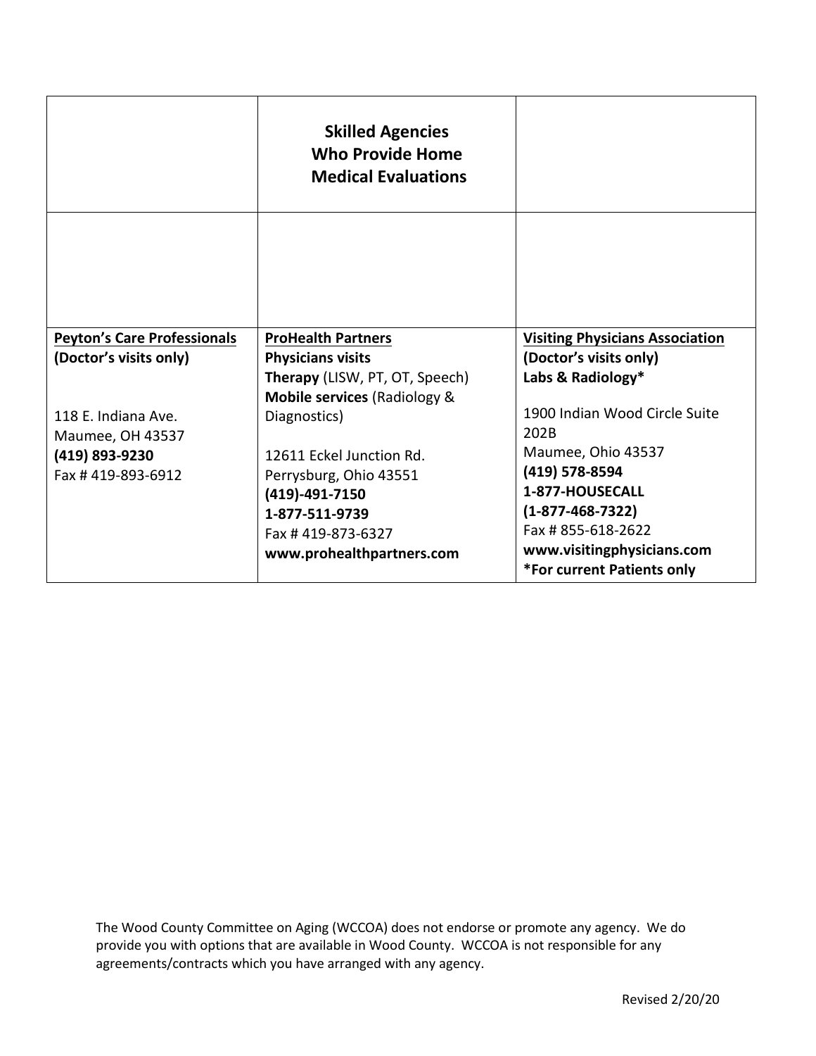| | | |
|---|---|---|
| | **Skilled Agencies Who Provide Home Medical Evaluations** | |
| | | |
| **Peyton's Care Professionals** <br> **(Doctor's visits only)** <br><br> 118 E. Indiana Ave. <br> Maumee, OH 43537 <br> **(419) 893-9230** <br> Fax # 419-893-6912 | **ProHealth Partners** <br> **Physicians visits** <br> **Therapy** (LISW, PT, OT, Speech) <br> **Mobile services** (Radiology & Diagnostics) <br><br> 12611 Eckel Junction Rd. <br> Perrysburg, Ohio 43551 <br> **(419)-491-7150** <br> **1-877-511-9739** <br> Fax # 419-873-6327 <br> **www.prohealthpartners.com** | **Visiting Physicians Association** <br> **(Doctor's visits only)** <br> **Labs & Radiology*** <br><br> 1900 Indian Wood Circle Suite 202B <br> Maumee, Ohio 43537 <br> **(419) 578-8594** <br> **1-877-HOUSECALL** <br> **(1-877-468-7322)** <br> Fax # 855-618-2622 <br> **www.visitingphysicians.com** <br> ***For current Patients only** |

The Wood County Committee on Aging (WCCOA) does not endorse or promote any agency. We do provide you with options that are available in Wood County. WCCOA is not responsible for any agreements/contracts which you have arranged with any agency.

Revised 2/20/20